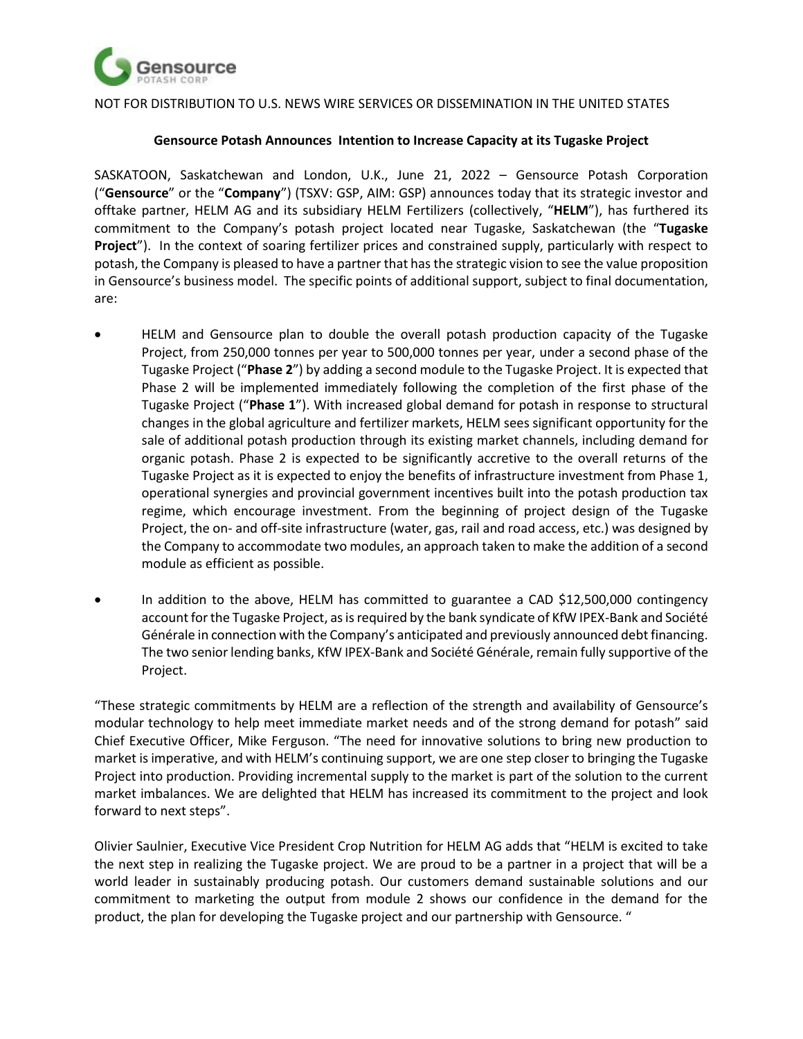NOT FOR DISTRIBUTION TO U.S. NEWS WIRE SERVICES OR DISSEMINATION IN THE UNITED STATES

## Gensource Potash Announces Intention to Increase Capacity at its Tugaske Project

SASKATOON, Saskatchewan and London, U.K., June 21, 2022 – Gensource Potash Corporation ("**Gensource**" or the "**Company**") (TSXV: GSP, AIM: GSP) announces today that its strategic investor and offtake partner, HELM AG and its subsidiary HELM Fertilizers (collectively, "**HELM**"), has furthered its commitment to the Company's potash project located near Tugaske, Saskatchewan (the "**Tugaske Project**"). In the context of soaring fertilizer prices and constrained supply, particularly with respect to potash, the Company is pleased to have a partner that has the strategic vision to see the value proposition in Gensource's business model. The specific points of additional support, subject to final documentation, are:

- HELM and Gensource plan to double the overall potash production capacity of the Tugaske Project, from 250,000 tonnes per year to 500,000 tonnes per year, under a second phase of the Tugaske Project ("**Phase 2**") by adding a second module to the Tugaske Project. It is expected that Phase 2 will be implemented immediately following the completion of the first phase of the Tugaske Project ("**Phase 1**"). With increased global demand for potash in response to structural changes in the global agriculture and fertilizer markets, HELM sees significant opportunity for the sale of additional potash production through its existing market channels, including demand for organic potash. Phase 2 is expected to be significantly accretive to the overall returns of the Tugaske Project as it is expected to enjoy the benefits of infrastructure investment from Phase 1, operational synergies and provincial government incentives built into the potash production tax regime, which encourage investment. From the beginning of project design of the Tugaske Project, the on- and off-site infrastructure (water, gas, rail and road access, etc.) was designed by the Company to accommodate two modules, an approach taken to make the addition of a second module as efficient as possible.
- In addition to the above, HELM has committed to guarantee a CAD $12,500,000 contingency account for the Tugaske Project, as is required by the bank syndicate of KfW IPEX-Bank and Société Générale in connection with the Company's anticipated and previously announced debt financing. The two senior lending banks, KfW IPEX-Bank and Société Générale, remain fully supportive of the Project.

"These strategic commitments by HELM are a reflection of the strength and availability of Gensource's modular technology to help meet immediate market needs and of the strong demand for potash" said Chief Executive Officer, Mike Ferguson. "The need for innovative solutions to bring new production to market is imperative, and with HELM's continuing support, we are one step closer to bringing the Tugaske Project into production. Providing incremental supply to the market is part of the solution to the current market imbalances. We are delighted that HELM has increased its commitment to the project and look forward to next steps".

Olivier Saulnier, Executive Vice President Crop Nutrition for HELM AG adds that "HELM is excited to take the next step in realizing the Tugaske project. We are proud to be a partner in a project that will be a world leader in sustainably producing potash. Our customers demand sustainable solutions and our commitment to marketing the output from module 2 shows our confidence in the demand for the product, the plan for developing the Tugaske project and our partnership with Gensource. "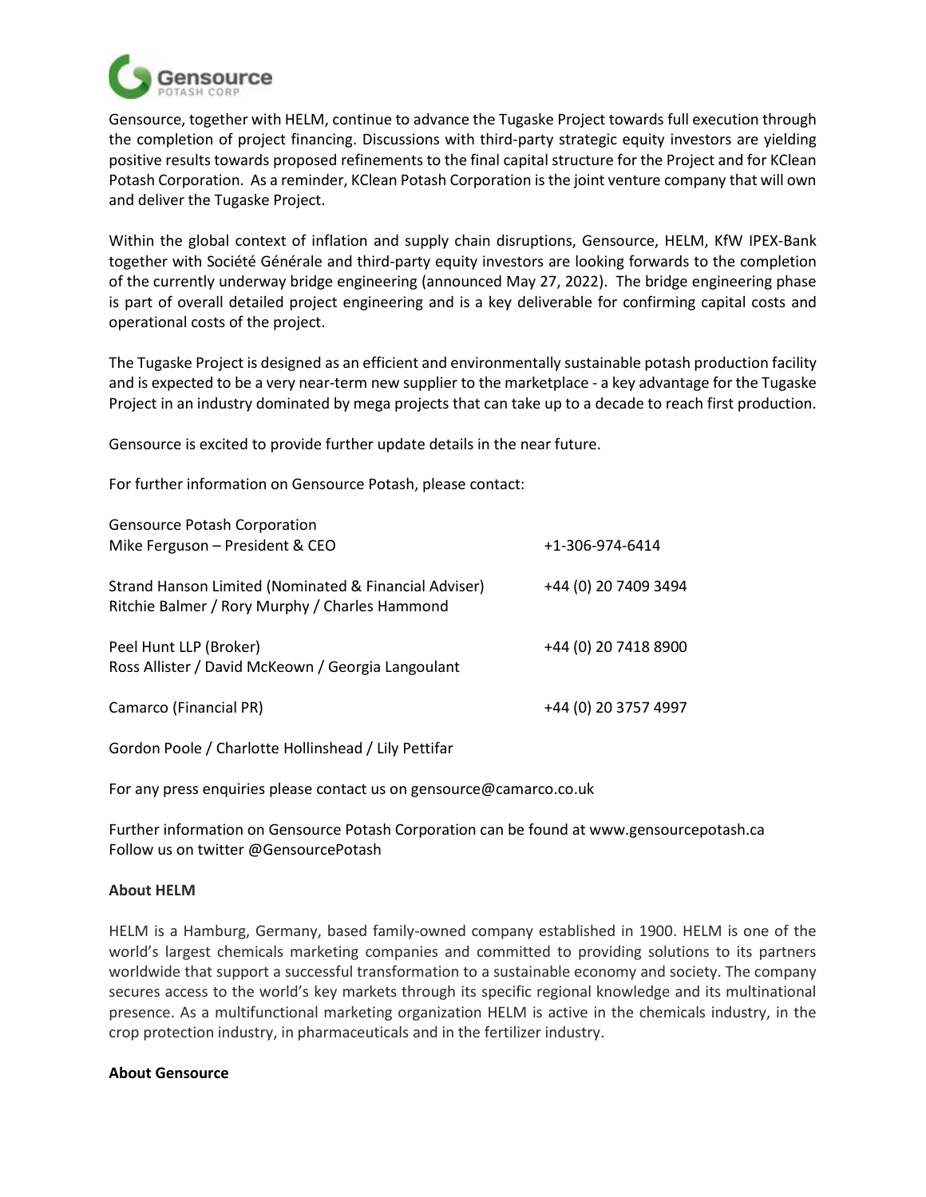Gensource, together with HELM, continue to advance the Tugaske Project towards full execution through the completion of project financing. Discussions with third-party strategic equity investors are yielding positive results towards proposed refinements to the final capital structure for the Project and for KClean Potash Corporation. As a reminder, KClean Potash Corporation is the joint venture company that will own and deliver the Tugaske Project.

Within the global context of inflation and supply chain disruptions, Gensource, HELM, KfW IPEX-Bank together with Société Générale and third-party equity investors are looking forwards to the completion of the currently underway bridge engineering (announced May 27, 2022). The bridge engineering phase is part of overall detailed project engineering and is a key deliverable for confirming capital costs and operational costs of the project.

The Tugaske Project is designed as an efficient and environmentally sustainable potash production facility and is expected to be a very near-term new supplier to the marketplace - a key advantage for the Tugaske Project in an industry dominated by mega projects that can take up to a decade to reach first production.

Gensource is excited to provide further update details in the near future.

For further information on Gensource Potash, please contact:

| | |
|---|---|
| Gensource Potash Corporation<br>Mike Ferguson – President & CEO | +1-306-974-6414 |
| Strand Hanson Limited (Nominated & Financial Adviser)<br>Ritchie Balmer / Rory Murphy / Charles Hammond | +44 (0) 20 7409 3494 |
| Peel Hunt LLP (Broker)<br>Ross Allister / David McKeown / Georgia Langoulant | +44 (0) 20 7418 8900 |
| Camarco (Financial PR) | +44 (0) 20 3757 4997 |

Gordon Poole / Charlotte Hollinshead / Lily Pettifar

For any press enquiries please contact us on gensource@camarco.co.uk

Further information on Gensource Potash Corporation can be found at www.gensourcepotash.ca
Follow us on twitter @GensourcePotash

**About HELM**

HELM is a Hamburg, Germany, based family-owned company established in 1900. HELM is one of the world's largest chemicals marketing companies and committed to providing solutions to its partners worldwide that support a successful transformation to a sustainable economy and society. The company secures access to the world's key markets through its specific regional knowledge and its multinational presence. As a multifunctional marketing organization HELM is active in the chemicals industry, in the crop protection industry, in pharmaceuticals and in the fertilizer industry.

**About Gensource**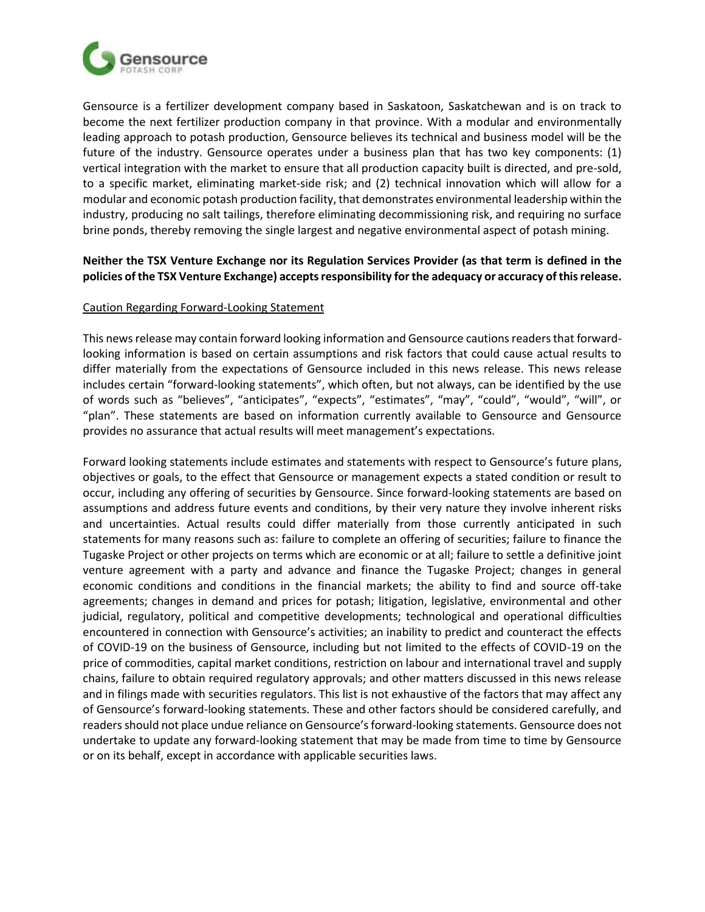Gensource is a fertilizer development company based in Saskatoon, Saskatchewan and is on track to become the next fertilizer production company in that province. With a modular and environmentally leading approach to potash production, Gensource believes its technical and business model will be the future of the industry. Gensource operates under a business plan that has two key components: (1) vertical integration with the market to ensure that all production capacity built is directed, and pre-sold, to a specific market, eliminating market-side risk; and (2) technical innovation which will allow for a modular and economic potash production facility, that demonstrates environmental leadership within the industry, producing no salt tailings, therefore eliminating decommissioning risk, and requiring no surface brine ponds, thereby removing the single largest and negative environmental aspect of potash mining.

**Neither the TSX Venture Exchange nor its Regulation Services Provider (as that term is defined in the policies of the TSX Venture Exchange) accepts responsibility for the adequacy or accuracy of this release.**

Caution Regarding Forward-Looking Statement

This news release may contain forward looking information and Gensource cautions readers that forward-looking information is based on certain assumptions and risk factors that could cause actual results to differ materially from the expectations of Gensource included in this news release. This news release includes certain "forward-looking statements", which often, but not always, can be identified by the use of words such as "believes", "anticipates", "expects", "estimates", "may", "could", "would", "will", or "plan". These statements are based on information currently available to Gensource and Gensource provides no assurance that actual results will meet management's expectations.

Forward looking statements include estimates and statements with respect to Gensource's future plans, objectives or goals, to the effect that Gensource or management expects a stated condition or result to occur, including any offering of securities by Gensource. Since forward-looking statements are based on assumptions and address future events and conditions, by their very nature they involve inherent risks and uncertainties. Actual results could differ materially from those currently anticipated in such statements for many reasons such as: failure to complete an offering of securities; failure to finance the Tugaske Project or other projects on terms which are economic or at all; failure to settle a definitive joint venture agreement with a party and advance and finance the Tugaske Project; changes in general economic conditions and conditions in the financial markets; the ability to find and source off-take agreements; changes in demand and prices for potash; litigation, legislative, environmental and other judicial, regulatory, political and competitive developments; technological and operational difficulties encountered in connection with Gensource's activities; an inability to predict and counteract the effects of COVID-19 on the business of Gensource, including but not limited to the effects of COVID-19 on the price of commodities, capital market conditions, restriction on labour and international travel and supply chains, failure to obtain required regulatory approvals; and other matters discussed in this news release and in filings made with securities regulators. This list is not exhaustive of the factors that may affect any of Gensource's forward-looking statements. These and other factors should be considered carefully, and readers should not place undue reliance on Gensource's forward-looking statements. Gensource does not undertake to update any forward-looking statement that may be made from time to time by Gensource or on its behalf, except in accordance with applicable securities laws.